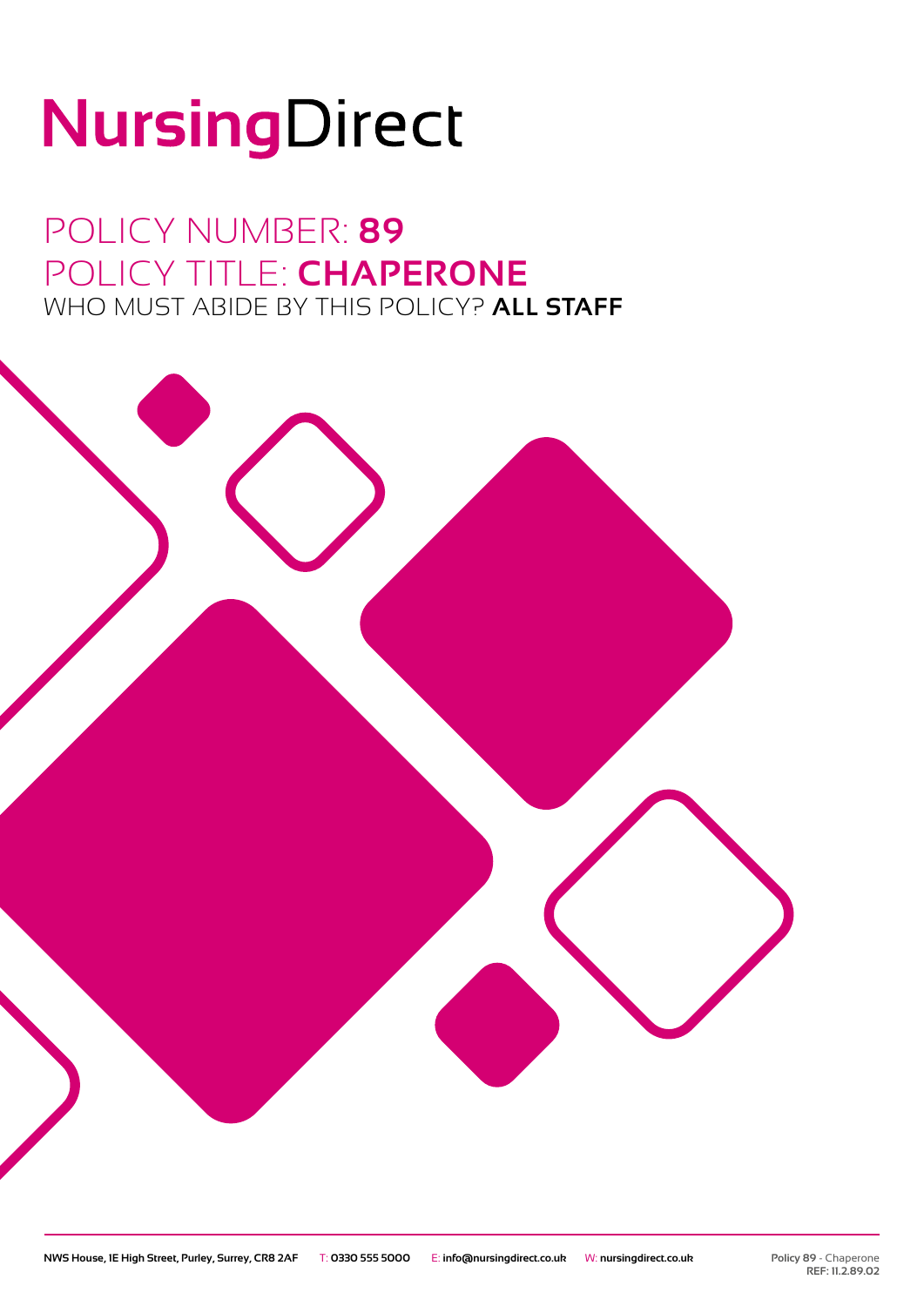# NursingDirect

## POLICY NUMBER: **89**
## POLICY TITLE: **CHAPERONE**
### WHO MUST ABIDE BY THIS POLICY? **ALL STAFF**

NWS House, 1E High Street, Purley, Surrey, CR8 2AF T: 0330 555 5000 E: info@nursingdirect.co.uk W: nursingdirect.co.uk

Policy 89 - Chaperone
REF: 11.2.89.02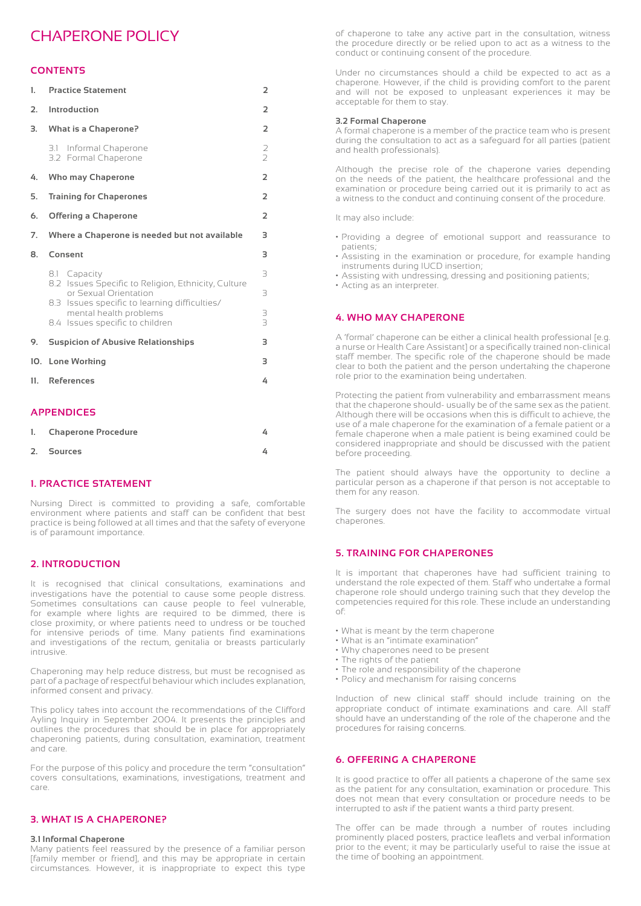# CHAPERONE POLICY

## CONTENTS

| | | |
|---|---|---|
| 1. | **Practice Statement** | 2 |
| 2. | **Introduction** | 2 |
| 3. | **What is a Chaperone?** | 2 |
| | 3.1 Informal Chaperone | 2 |
| | 3.2 Formal Chaperone | 2 |
| 4. | **Who may Chaperone** | 2 |
| 5. | **Training for Chaperones** | 2 |
| 6. | **Offering a Chaperone** | 2 |
| 7. | **Where a Chaperone is needed but not available** | 3 |
| 8. | **Consent** | 3 |
| | 8.1 Capacity | 3 |
| | 8.2 Issues Specific to Religion, Ethnicity, Culture or Sexual Orientation | 3 |
| | 8.3 Issues specific to learning difficulties/ mental health problems | 3 |
| | 8.4 Issues specific to children | 3 |
| 9. | **Suspicion of Abusive Relationships** | 3 |
| 10. | **Lone Working** | 3 |
| 11. | **References** | 4 |

## APPENDICES

| | | |
|---|---|---|
| 1. | **Chaperone Procedure** | 4 |
| 2. | **Sources** | 4 |

## 1. PRACTICE STATEMENT

Nursing Direct is committed to providing a safe, comfortable environment where patients and staff can be confident that best practice is being followed at all times and that the safety of everyone is of paramount importance.

## 2. INTRODUCTION

It is recognised that clinical consultations, examinations and investigations have the potential to cause some people distress. Sometimes consultations can cause people to feel vulnerable, for example where lights are required to be dimmed, there is close proximity, or where patients need to undress or be touched for intensive periods of time. Many patients find examinations and investigations of the rectum, genitalia or breasts particularly intrusive.

Chaperoning may help reduce distress, but must be recognised as part of a package of respectful behaviour which includes explanation, informed consent and privacy.

This policy takes into account the recommendations of the Clifford Ayling Inquiry in September 2004. It presents the principles and outlines the procedures that should be in place for appropriately chaperoning patients, during consultation, examination, treatment and care.

For the purpose of this policy and procedure the term "consultation" covers consultations, examinations, investigations, treatment and care.

## 3. WHAT IS A CHAPERONE?

### 3.1 Informal Chaperone

Many patients feel reassured by the presence of a familiar person [family member or friend], and this may be appropriate in certain circumstances. However, it is inappropriate to expect this type of chaperone to take any active part in the consultation, witness the procedure directly or be relied upon to act as a witness to the conduct or continuing consent of the procedure.

Under no circumstances should a child be expected to act as a chaperone. However, if the child is providing comfort to the parent and will not be exposed to unpleasant experiences it may be acceptable for them to stay.

### 3.2 Formal Chaperone

A formal chaperone is a member of the practice team who is present during the consultation to act as a safeguard for all parties (patient and health professionals).

Although the precise role of the chaperone varies depending on the needs of the patient, the healthcare professional and the examination or procedure being carried out it is primarily to act as a witness to the conduct and continuing consent of the procedure.

It may also include:

- Providing a degree of emotional support and reassurance to patients;
- Assisting in the examination or procedure, for example handing instruments during IUCD insertion;
- Assisting with undressing, dressing and positioning patients;
- Acting as an interpreter.

## 4. WHO MAY CHAPERONE

A 'formal' chaperone can be either a clinical health professional [e.g. a nurse or Health Care Assistant] or a specifically trained non-clinical staff member. The specific role of the chaperone should be made clear to both the patient and the person undertaking the chaperone role prior to the examination being undertaken.

Protecting the patient from vulnerability and embarrassment means that the chaperone should- usually be of the same sex as the patient. Although there will be occasions when this is difficult to achieve, the use of a male chaperone for the examination of a female patient or a female chaperone when a male patient is being examined could be considered inappropriate and should be discussed with the patient before proceeding.

The patient should always have the opportunity to decline a particular person as a chaperone if that person is not acceptable to them for any reason.

The surgery does not have the facility to accommodate virtual chaperones.

## 5. TRAINING FOR CHAPERONES

It is important that chaperones have had sufficient training to understand the role expected of them. Staff who undertake a formal chaperone role should undergo training such that they develop the competencies required for this role. These include an understanding of:

- What is meant by the term chaperone
- What is an "intimate examination"
- Why chaperones need to be present
- The rights of the patient
- The role and responsibility of the chaperone
- Policy and mechanism for raising concerns

Induction of new clinical staff should include training on the appropriate conduct of intimate examinations and care. All staff should have an understanding of the role of the chaperone and the procedures for raising concerns.

## 6. OFFERING A CHAPERONE

It is good practice to offer all patients a chaperone of the same sex as the patient for any consultation, examination or procedure. This does not mean that every consultation or procedure needs to be interrupted to ask if the patient wants a third party present.

The offer can be made through a number of routes including prominently placed posters, practice leaflets and verbal information prior to the event; it may be particularly useful to raise the issue at the time of booking an appointment.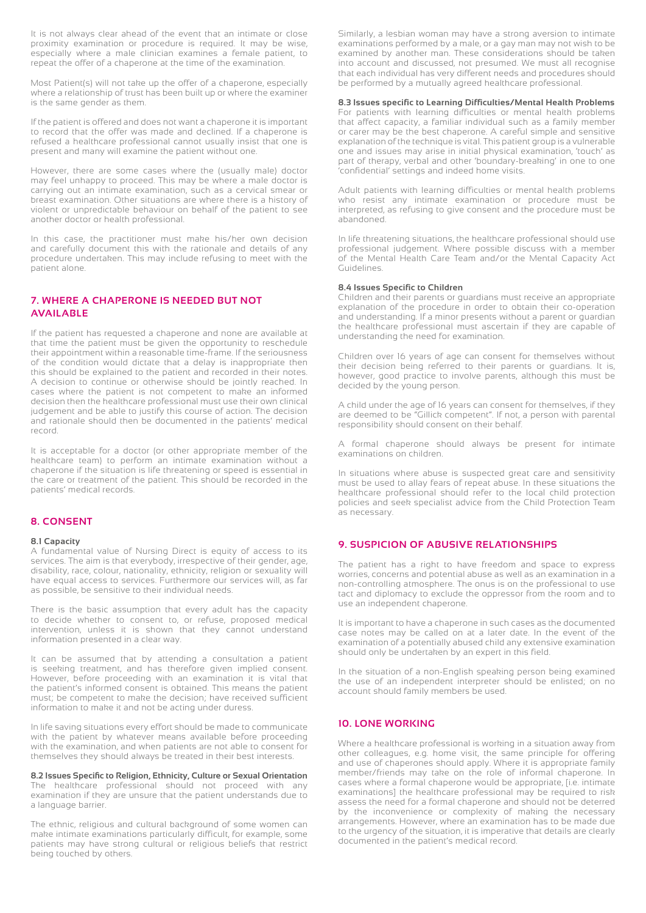It is not always clear ahead of the event that an intimate or close proximity examination or procedure is required. It may be wise, especially where a male clinician examines a female patient, to repeat the offer of a chaperone at the time of the examination.

Most Patient(s) will not take up the offer of a chaperone, especially where a relationship of trust has been built up or where the examiner is the same gender as them.

If the patient is offered and does not want a chaperone it is important to record that the offer was made and declined. If a chaperone is refused a healthcare professional cannot usually insist that one is present and many will examine the patient without one.

However, there are some cases where the (usually male) doctor may feel unhappy to proceed. This may be where a male doctor is carrying out an intimate examination, such as a cervical smear or breast examination. Other situations are where there is a history of violent or unpredictable behaviour on behalf of the patient to see another doctor or health professional.

In this case, the practitioner must make his/her own decision and carefully document this with the rationale and details of any procedure undertaken. This may include refusing to meet with the patient alone.

## 7. WHERE A CHAPERONE IS NEEDED BUT NOT AVAILABLE

If the patient has requested a chaperone and none are available at that time the patient must be given the opportunity to reschedule their appointment within a reasonable time-frame. If the seriousness of the condition would dictate that a delay is inappropriate then this should be explained to the patient and recorded in their notes. A decision to continue or otherwise should be jointly reached. In cases where the patient is not competent to make an informed decision then the healthcare professional must use their own clinical judgement and be able to justify this course of action. The decision and rationale should then be documented in the patients' medical record.

It is acceptable for a doctor (or other appropriate member of the healthcare team) to perform an intimate examination without a chaperone if the situation is life threatening or speed is essential in the care or treatment of the patient. This should be recorded in the patients' medical records.

## 8. CONSENT

### 8.1 Capacity

A fundamental value of Nursing Direct is equity of access to its services. The aim is that everybody, irrespective of their gender, age, disability, race, colour, nationality, ethnicity, religion or sexuality will have equal access to services. Furthermore our services will, as far as possible, be sensitive to their individual needs.

There is the basic assumption that every adult has the capacity to decide whether to consent to, or refuse, proposed medical intervention, unless it is shown that they cannot understand information presented in a clear way.

It can be assumed that by attending a consultation a patient is seeking treatment, and has therefore given implied consent. However, before proceeding with an examination it is vital that the patient's informed consent is obtained. This means the patient must; be competent to make the decision; have received sufficient information to make it and not be acting under duress.

In life saving situations every effort should be made to communicate with the patient by whatever means available before proceeding with the examination, and when patients are not able to consent for themselves they should always be treated in their best interests.

### 8.2 Issues Specific to Religion, Ethnicity, Culture or Sexual Orientation

The healthcare professional should not proceed with any examination if they are unsure that the patient understands due to a language barrier.

The ethnic, religious and cultural background of some women can make intimate examinations particularly difficult, for example, some patients may have strong cultural or religious beliefs that restrict being touched by others.

Similarly, a lesbian woman may have a strong aversion to intimate examinations performed by a male, or a gay man may not wish to be examined by another man. These considerations should be taken into account and discussed, not presumed. We must all recognise that each individual has very different needs and procedures should be performed by a mutually agreed healthcare professional.

### 8.3 Issues specific to Learning Difficulties/Mental Health Problems

For patients with learning difficulties or mental health problems that affect capacity, a familiar individual such as a family member or carer may be the best chaperone. A careful simple and sensitive explanation of the technique is vital. This patient group is a vulnerable one and issues may arise in initial physical examination, 'touch' as part of therapy, verbal and other 'boundary-breaking' in one to one 'confidential' settings and indeed home visits.

Adult patients with learning difficulties or mental health problems who resist any intimate examination or procedure must be interpreted, as refusing to give consent and the procedure must be abandoned.

In life threatening situations, the healthcare professional should use professional judgement. Where possible discuss with a member of the Mental Health Care Team and/or the Mental Capacity Act Guidelines.

### 8.4 Issues Specific to Children

Children and their parents or guardians must receive an appropriate explanation of the procedure in order to obtain their co-operation and understanding. If a minor presents without a parent or guardian the healthcare professional must ascertain if they are capable of understanding the need for examination.

Children over 16 years of age can consent for themselves without their decision being referred to their parents or guardians. It is, however, good practice to involve parents, although this must be decided by the young person.

A child under the age of 16 years can consent for themselves, if they are deemed to be "Gillick competent". If not, a person with parental responsibility should consent on their behalf.

A formal chaperone should always be present for intimate examinations on children.

In situations where abuse is suspected great care and sensitivity must be used to allay fears of repeat abuse. In these situations the healthcare professional should refer to the local child protection policies and seek specialist advice from the Child Protection Team as necessary.

## 9. SUSPICION OF ABUSIVE RELATIONSHIPS

The patient has a right to have freedom and space to express worries, concerns and potential abuse as well as an examination in a non-controlling atmosphere. The onus is on the professional to use tact and diplomacy to exclude the oppressor from the room and to use an independent chaperone.

It is important to have a chaperone in such cases as the documented case notes may be called on at a later date. In the event of the examination of a potentially abused child any extensive examination should only be undertaken by an expert in this field.

In the situation of a non-English speaking person being examined the use of an independent interpreter should be enlisted; on no account should family members be used.

## 10. LONE WORKING

Where a healthcare professional is working in a situation away from other colleagues, e.g. home visit, the same principle for offering and use of chaperones should apply. Where it is appropriate family member/friends may take on the role of informal chaperone. In cases where a formal chaperone would be appropriate, [i.e. intimate examinations] the healthcare professional may be required to risk assess the need for a formal chaperone and should not be deterred by the inconvenience or complexity of making the necessary arrangements. However, where an examination has to be made due to the urgency of the situation, it is imperative that details are clearly documented in the patient's medical record.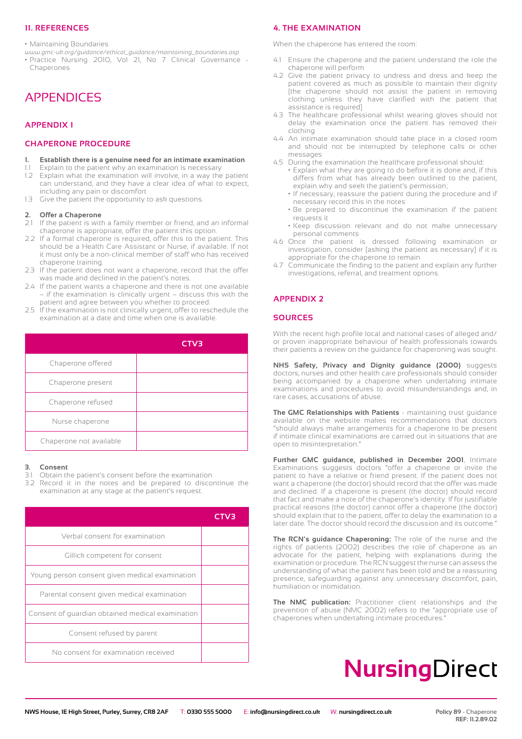## 11. REFERENCES

- Maintaining Boundaries

*www.gmc-uk.org/guidance/ethical_guidance/maintaining_boundaries.asp*

- Practice Nursing 2010, Vol 21, No 7 Clinical Governance - Chaperones

# APPENDICES

## APPENDIX 1

## CHAPERONE PROCEDURE

**1. Establish there is a genuine need for an intimate examination**

1.1 Explain to the patient why an examination is necessary

1.2 Explain what the examination will involve, in a way the patient can understand, and they have a clear idea of what to expect, including any pain or discomfort

1.3 Give the patient the opportunity to ask questions.

**2. Offer a Chaperone**

2.1 If the patient is with a family member or friend, and an informal chaperone is appropriate, offer the patient this option.

2.2 If a formal chaperone is required, offer this to the patient. This should be a Health Care Assistant or Nurse, if available. If not it must only be a non-clinical member of staff who has received chaperone training.

2.3 If the patient does not want a chaperone, record that the offer was made and declined in the patient's notes.

2.4 If the patient wants a chaperone and there is not one available – if the examination is clinically urgent – discuss this with the patient and agree between you whether to proceed.

2.5 If the examination is not clinically urgent, offer to reschedule the examination at a date and time when one is available.

| | CTV3 |
|---|---|
| Chaperone offered | |
| Chaperone present | |
| Chaperone refused | |
| Nurse chaperone | |
| Chaperone not available | |

**3. Consent**

3.1 Obtain the patient's consent before the examination

3.2 Record it in the notes and be prepared to discontinue the examination at any stage at the patient's request.

| | CTV3 |
|---|---|
| Verbal consent for examination | |
| Gillick competent for consent | |
| Young person consent given medical examination | |
| Parental consent given medical examination | |
| Consent of guardian obtained medical examination | |
| Consent refused by parent | |
| No consent for examination received | |

**4. THE EXAMINATION**

When the chaperone has entered the room:

4.1 Ensure the chaperone and the patient understand the role the chaperone will perform

4.2 Give the patient privacy to undress and dress and keep the patient covered as much as possible to maintain their dignity [the chaperone should not assist the patient in removing clothing unless they have clarified with the patient that assistance is required]

4.3 The healthcare professional whilst wearing gloves should not delay the examination once the patient has removed their clothing

4.4 An intimate examination should take place in a closed room and should not be interrupted by telephone calls or other messages

4.5 During the examination the healthcare professional should:

- Explain what they are going to do before it is done and, if this differs from what has already been outlined to the patient, explain why and seek the patient's permission;
- If necessary, reassure the patient during the procedure and if necessary record this in the notes
- Be prepared to discontinue the examination if the patient requests it
- Keep discussion relevant and do not make unnecessary personal comments

4.6 Once the patient is dressed following examination or investigation, consider [asking the patient as necessary] if it is appropriate for the chaperone to remain

4.7 Communicate the finding to the patient and explain any further investigations, referral, and treatment options.

## APPENDIX 2

## SOURCES

With the recent high profile local and national cases of alleged and/or proven inappropriate behaviour of health professionals towards their patients a review on the guidance for chaperoning was sought.

**NHS Safety, Privacy and Dignity guidance (2000)** suggests doctors, nurses and other health care professionals should consider being accompanied by a chaperone when undertaking intimate examinations and procedures to avoid misunderstandings and, in rare cases, accusations of abuse.

**The GMC Relationships with Patients** - maintaining trust guidance available on the website makes recommendations that doctors "should always make arrangements for a chaperone to be present if intimate clinical examinations are carried out in situations that are open to misinterpretation."

**Further GMC guidance, published in December 2001**, Intimate Examinations suggests doctors "offer a chaperone or invite the patient to have a relative or friend present. If the patient does not want a chaperone (the doctor) should record that the offer was made and declined. If a chaperone is present (the doctor) should record that fact and make a note of the chaperone's identity. If for justifiable practical reasons (the doctor) cannot offer a chaperone (the doctor) should explain that to the patient, offer to delay the examination to a later date. The doctor should record the discussion and its outcome."

**The RCN's guidance Chaperoning:** The role of the nurse and the rights of patients (2002) describes the role of chaperone as an advocate for the patient, helping with explanations during the examination or procedure. The RCN suggest the nurse can assess the understanding of what the patient has been told and be a reassuring presence, safeguarding against any unnecessary discomfort, pain, humiliation or intimidation.

**The NMC publication:** Practitioner client relationships and the prevention of abuse (NMC 2002) refers to the "appropriate use of chaperones when undertaking intimate procedures."